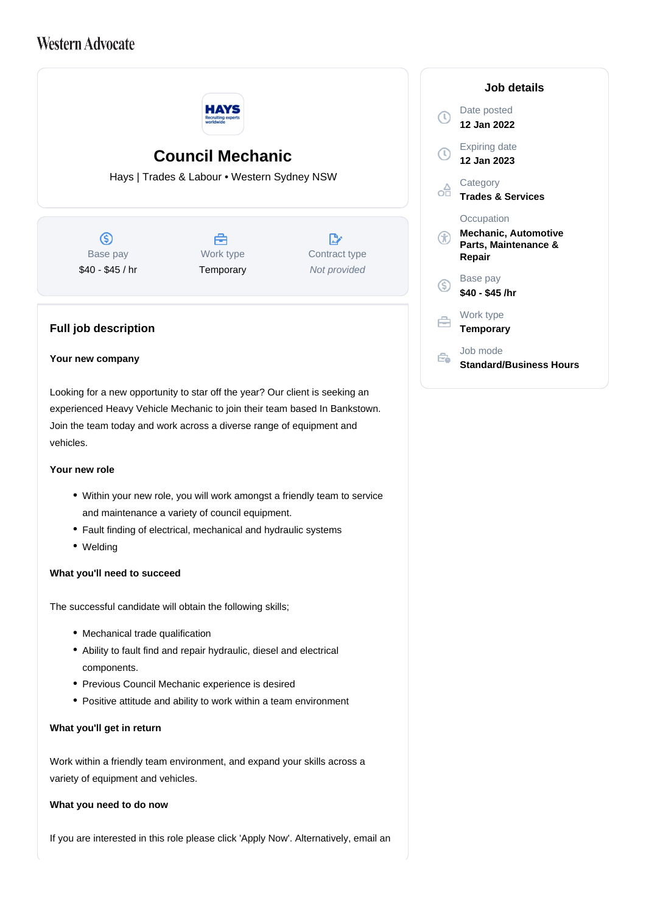Western Advocate

# Council Mechanic

Hays | Trades & Labour • Western Sydney NSW

| Base pay | Work type | Contract type |
|---|---|---|
| $40 - $45 / hr | Temporary | *Not provided* |

## Full job description

**Your new company**

Looking for a new opportunity to star off the year? Our client is seeking an experienced Heavy Vehicle Mechanic to join their team based In Bankstown. Join the team today and work across a diverse range of equipment and vehicles.

**Your new role**

- Within your new role, you will work amongst a friendly team to service and maintenance a variety of council equipment.
- Fault finding of electrical, mechanical and hydraulic systems
- Welding

**What you'll need to succeed**

The successful candidate will obtain the following skills;

- Mechanical trade qualification
- Ability to fault find and repair hydraulic, diesel and electrical components.
- Previous Council Mechanic experience is desired
- Positive attitude and ability to work within a team environment

**What you'll get in return**

Work within a friendly team environment, and expand your skills across a variety of equipment and vehicles.

**What you need to do now**

If you are interested in this role please click 'Apply Now'. Alternatively, email an

## Job details

Date posted
**12 Jan 2022**

Expiring date
**12 Jan 2023**

Category
**Trades & Services**

Occupation
**Mechanic, Automotive Parts, Maintenance & Repair**

Base pay
**$40 - $45 /hr**

Work type
**Temporary**

Job mode
**Standard/Business Hours**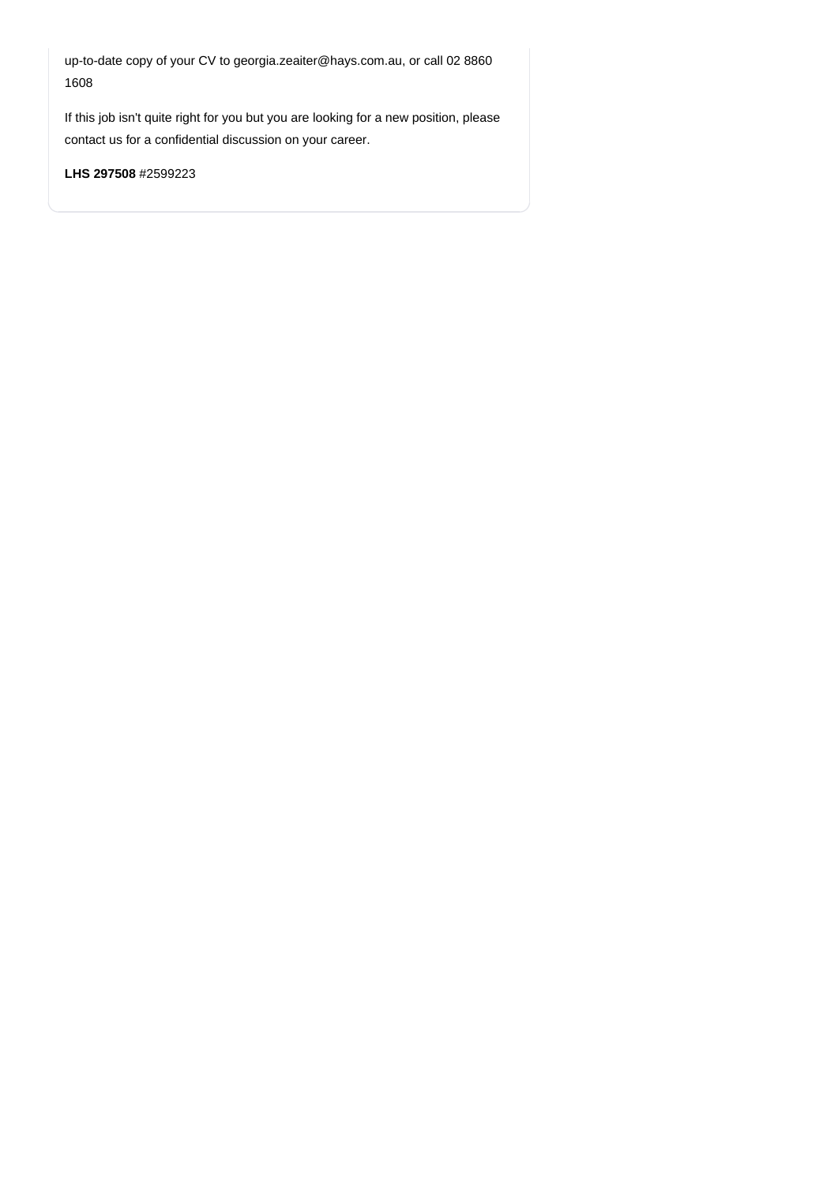up-to-date copy of your CV to georgia.zeaiter@hays.com.au, or call 02 8860 1608

If this job isn't quite right for you but you are looking for a new position, please contact us for a confidential discussion on your career.

**LHS 297508** #2599223